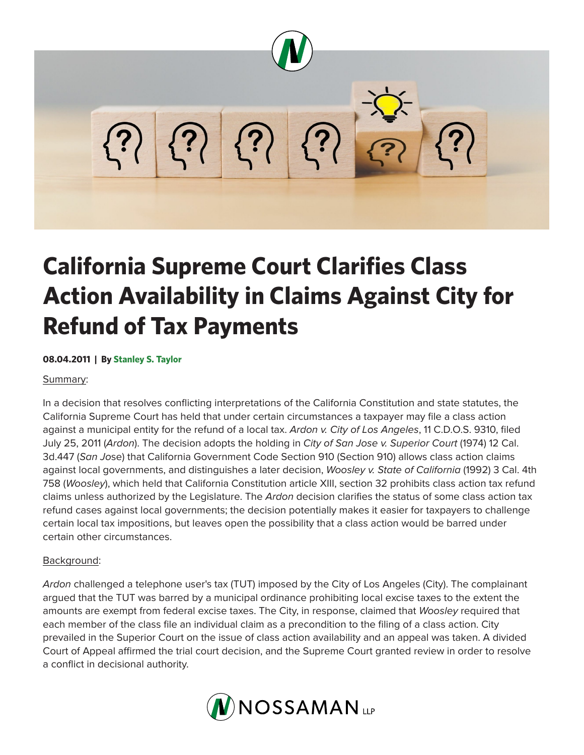# California Supreme Court Clarifies Class Action Availability in Claims Against City for Refund of Tax Payments

**08.04.2011 | By Stanley S. Taylor**

Summary:

In a decision that resolves conflicting interpretations of the California Constitution and state statutes, the California Supreme Court has held that under certain circumstances a taxpayer may file a class action against a municipal entity for the refund of a local tax. *Ardon v. City of Los Angeles*, 11 C.D.O.S. 9310, filed July 25, 2011 (*Ardon*). The decision adopts the holding in *City of San Jose v. Superior Court* (1974) 12 Cal. 3d.447 (*San Jo*se) that California Government Code Section 910 (Section 910) allows class action claims against local governments, and distinguishes a later decision, *Woosley v. State of California* (1992) 3 Cal. 4th 758 (*Woosley*), which held that California Constitution article XIII, section 32 prohibits class action tax refund claims unless authorized by the Legislature. The *Ardon* decision clarifies the status of some class action tax refund cases against local governments; the decision potentially makes it easier for taxpayers to challenge certain local tax impositions, but leaves open the possibility that a class action would be barred under certain other circumstances.

Background:

*Ardon* challenged a telephone user's tax (TUT) imposed by the City of Los Angeles (City). The complainant argued that the TUT was barred by a municipal ordinance prohibiting local excise taxes to the extent the amounts are exempt from federal excise taxes. The City, in response, claimed that *Woosley* required that each member of the class file an individual claim as a precondition to the filing of a class action. City prevailed in the Superior Court on the issue of class action availability and an appeal was taken. A divided Court of Appeal affirmed the trial court decision, and the Supreme Court granted review in order to resolve a conflict in decisional authority.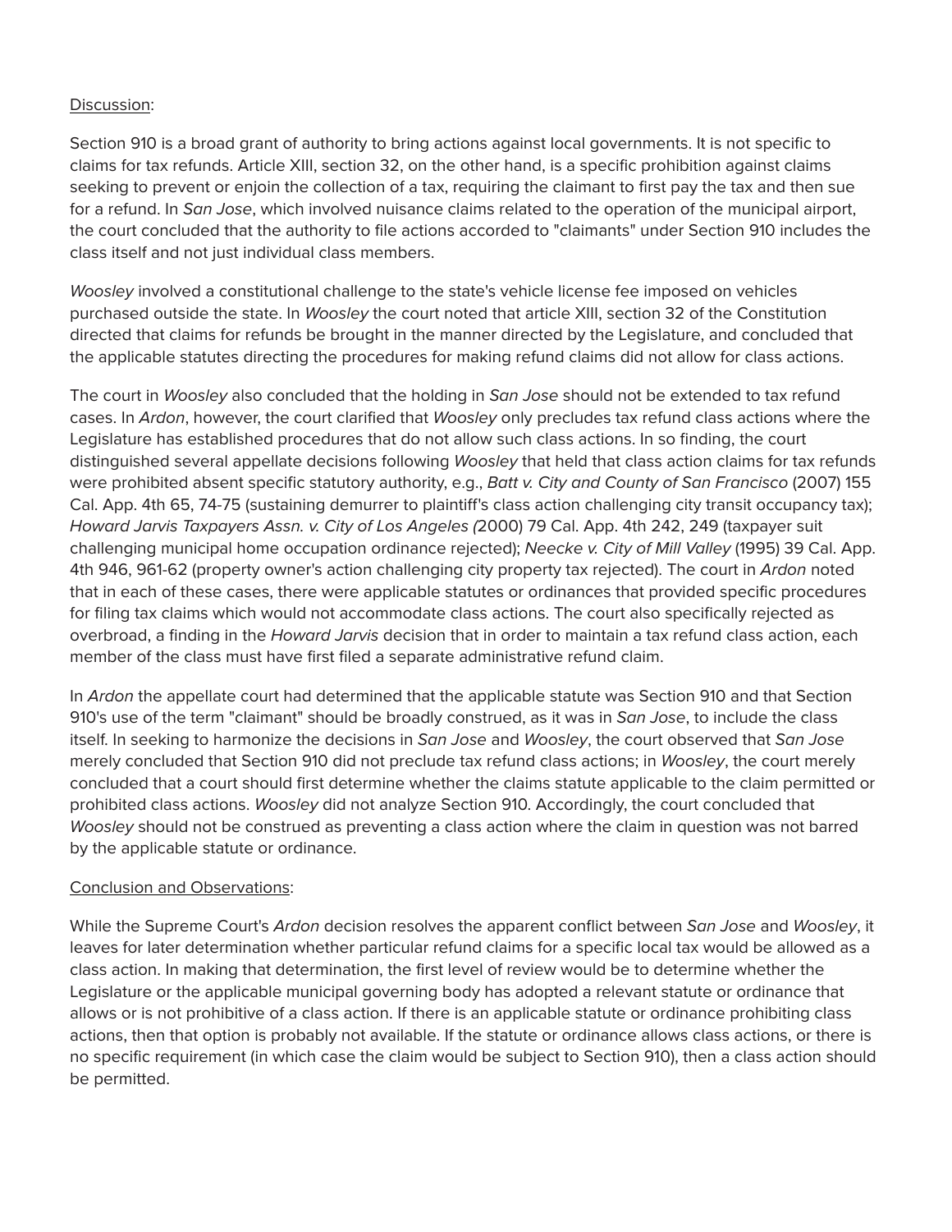<u>Discussion</u>:

Section 910 is a broad grant of authority to bring actions against local governments. It is not specific to claims for tax refunds. Article XIII, section 32, on the other hand, is a specific prohibition against claims seeking to prevent or enjoin the collection of a tax, requiring the claimant to first pay the tax and then sue for a refund. In *San Jose*, which involved nuisance claims related to the operation of the municipal airport, the court concluded that the authority to file actions accorded to "claimants" under Section 910 includes the class itself and not just individual class members.

*Woosley* involved a constitutional challenge to the state's vehicle license fee imposed on vehicles purchased outside the state. In *Woosley* the court noted that article XIII, section 32 of the Constitution directed that claims for refunds be brought in the manner directed by the Legislature, and concluded that the applicable statutes directing the procedures for making refund claims did not allow for class actions.

The court in *Woosley* also concluded that the holding in *San Jose* should not be extended to tax refund cases. In *Ardon*, however, the court clarified that *Woosley* only precludes tax refund class actions where the Legislature has established procedures that do not allow such class actions. In so finding, the court distinguished several appellate decisions following *Woosley* that held that class action claims for tax refunds were prohibited absent specific statutory authority, e.g., *Batt v. City and County of San Francisco* (2007) 155 Cal. App. 4th 65, 74-75 (sustaining demurrer to plaintiff's class action challenging city transit occupancy tax); *Howard Jarvis Taxpayers Assn. v. City of Los Angeles (*2000) 79 Cal. App. 4th 242, 249 (taxpayer suit challenging municipal home occupation ordinance rejected); *Neecke v. City of Mill Valley* (1995) 39 Cal. App. 4th 946, 961-62 (property owner's action challenging city property tax rejected). The court in *Ardon* noted that in each of these cases, there were applicable statutes or ordinances that provided specific procedures for filing tax claims which would not accommodate class actions. The court also specifically rejected as overbroad, a finding in the *Howard Jarvis* decision that in order to maintain a tax refund class action, each member of the class must have first filed a separate administrative refund claim.

In *Ardon* the appellate court had determined that the applicable statute was Section 910 and that Section 910's use of the term "claimant" should be broadly construed, as it was in *San Jose*, to include the class itself. In seeking to harmonize the decisions in *San Jose* and *Woosley*, the court observed that *San Jose* merely concluded that Section 910 did not preclude tax refund class actions; in *Woosley*, the court merely concluded that a court should first determine whether the claims statute applicable to the claim permitted or prohibited class actions. *Woosley* did not analyze Section 910. Accordingly, the court concluded that *Woosley* should not be construed as preventing a class action where the claim in question was not barred by the applicable statute or ordinance.

<u>Conclusion and Observations</u>:

While the Supreme Court's *Ardon* decision resolves the apparent conflict between *San Jose* and *Woosley*, it leaves for later determination whether particular refund claims for a specific local tax would be allowed as a class action. In making that determination, the first level of review would be to determine whether the Legislature or the applicable municipal governing body has adopted a relevant statute or ordinance that allows or is not prohibitive of a class action. If there is an applicable statute or ordinance prohibiting class actions, then that option is probably not available. If the statute or ordinance allows class actions, or there is no specific requirement (in which case the claim would be subject to Section 910), then a class action should be permitted.